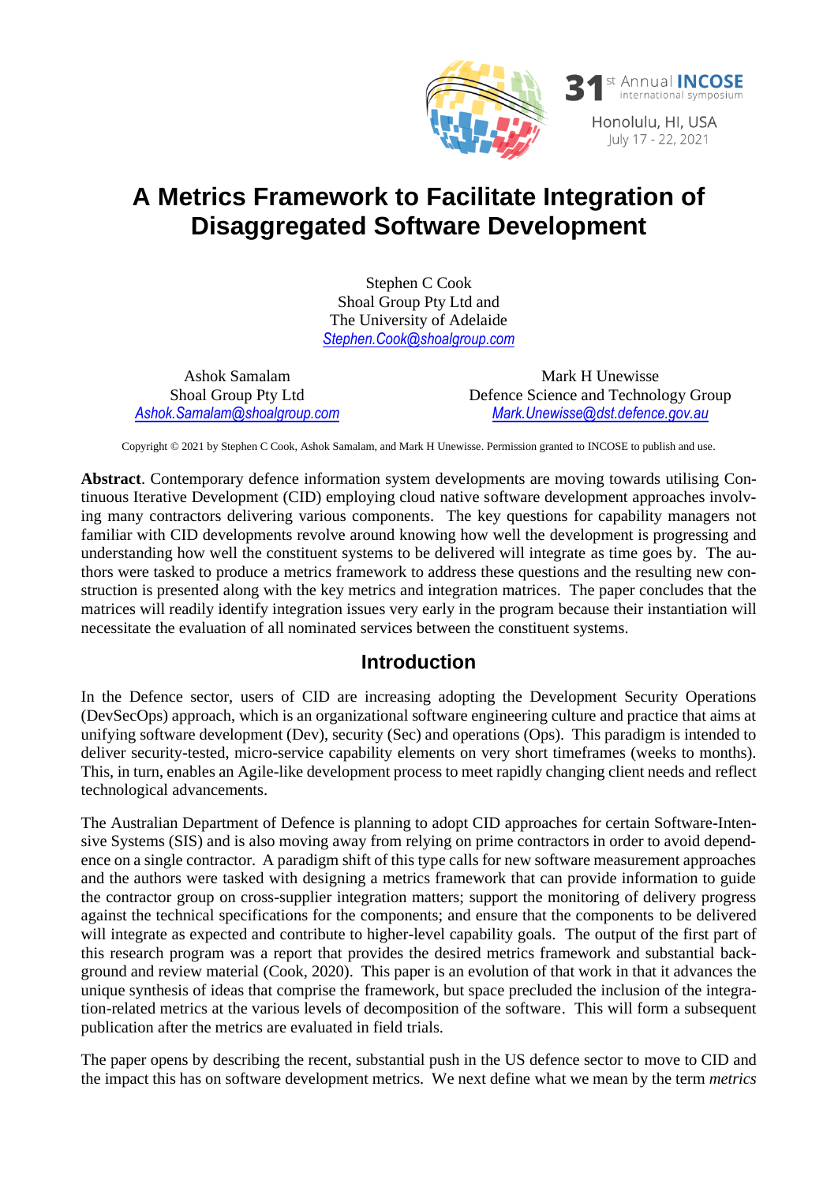# A Metrics Framework to Facilitate Integration of Disaggregated Software Development

Stephen C Cook
Shoal Group Pty Ltd and
The University of Adelaide
Stephen.Cook@shoalgroup.com

Ashok Samalam
Shoal Group Pty Ltd
Ashok.Samalam@shoalgroup.com

Mark H Unewisse
Defence Science and Technology Group
Mark.Unewisse@dst.defence.gov.au

Copyright © 2021 by Stephen C Cook, Ashok Samalam, and Mark H Unewisse. Permission granted to INCOSE to publish and use.

**Abstract**. Contemporary defence information system developments are moving towards utilising Continuous Iterative Development (CID) employing cloud native software development approaches involving many contractors delivering various components. The key questions for capability managers not familiar with CID developments revolve around knowing how well the development is progressing and understanding how well the constituent systems to be delivered will integrate as time goes by. The authors were tasked to produce a metrics framework to address these questions and the resulting new construction is presented along with the key metrics and integration matrices. The paper concludes that the matrices will readily identify integration issues very early in the program because their instantiation will necessitate the evaluation of all nominated services between the constituent systems.

## Introduction

In the Defence sector, users of CID are increasing adopting the Development Security Operations (DevSecOps) approach, which is an organizational software engineering culture and practice that aims at unifying software development (Dev), security (Sec) and operations (Ops). This paradigm is intended to deliver security-tested, micro-service capability elements on very short timeframes (weeks to months). This, in turn, enables an Agile-like development process to meet rapidly changing client needs and reflect technological advancements.

The Australian Department of Defence is planning to adopt CID approaches for certain Software-Intensive Systems (SIS) and is also moving away from relying on prime contractors in order to avoid dependence on a single contractor. A paradigm shift of this type calls for new software measurement approaches and the authors were tasked with designing a metrics framework that can provide information to guide the contractor group on cross-supplier integration matters; support the monitoring of delivery progress against the technical specifications for the components; and ensure that the components to be delivered will integrate as expected and contribute to higher-level capability goals. The output of the first part of this research program was a report that provides the desired metrics framework and substantial background and review material (Cook, 2020). This paper is an evolution of that work in that it advances the unique synthesis of ideas that comprise the framework, but space precluded the inclusion of the integration-related metrics at the various levels of decomposition of the software. This will form a subsequent publication after the metrics are evaluated in field trials.

The paper opens by describing the recent, substantial push in the US defence sector to move to CID and the impact this has on software development metrics. We next define what we mean by the term *metrics*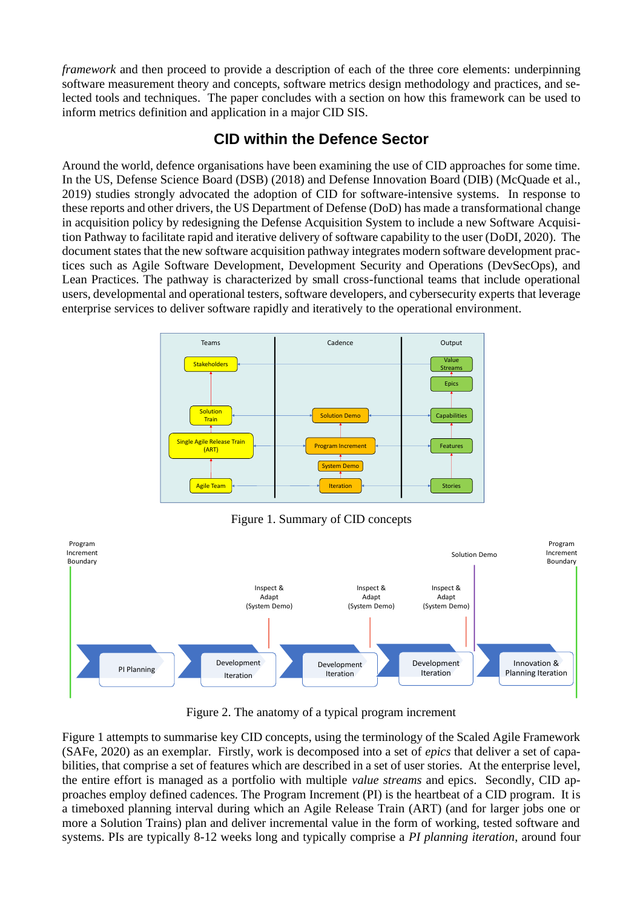*framework* and then proceed to provide a description of each of the three core elements: underpinning software measurement theory and concepts, software metrics design methodology and practices, and selected tools and techniques. The paper concludes with a section on how this framework can be used to inform metrics definition and application in a major CID SIS.

## CID within the Defence Sector

Around the world, defence organisations have been examining the use of CID approaches for some time. In the US, Defense Science Board (DSB) (2018) and Defense Innovation Board (DIB) (McQuade et al., 2019) studies strongly advocated the adoption of CID for software-intensive systems. In response to these reports and other drivers, the US Department of Defense (DoD) has made a transformational change in acquisition policy by redesigning the Defense Acquisition System to include a new Software Acquisition Pathway to facilitate rapid and iterative delivery of software capability to the user (DoDI, 2020). The document states that the new software acquisition pathway integrates modern software development practices such as Agile Software Development, Development Security and Operations (DevSecOps), and Lean Practices. The pathway is characterized by small cross-functional teams that include operational users, developmental and operational testers, software developers, and cybersecurity experts that leverage enterprise services to deliver software rapidly and iteratively to the operational environment.

Figure 1. Summary of CID concepts

Figure 2. The anatomy of a typical program increment

Figure 1 attempts to summarise key CID concepts, using the terminology of the Scaled Agile Framework (SAFe, 2020) as an exemplar. Firstly, work is decomposed into a set of *epics* that deliver a set of capabilities, that comprise a set of features which are described in a set of user stories. At the enterprise level, the entire effort is managed as a portfolio with multiple *value streams* and epics. Secondly, CID approaches employ defined cadences. The Program Increment (PI) is the heartbeat of a CID program. It is a timeboxed planning interval during which an Agile Release Train (ART) (and for larger jobs one or more a Solution Trains) plan and deliver incremental value in the form of working, tested software and systems. PIs are typically 8-12 weeks long and typically comprise a *PI planning iteration*, around four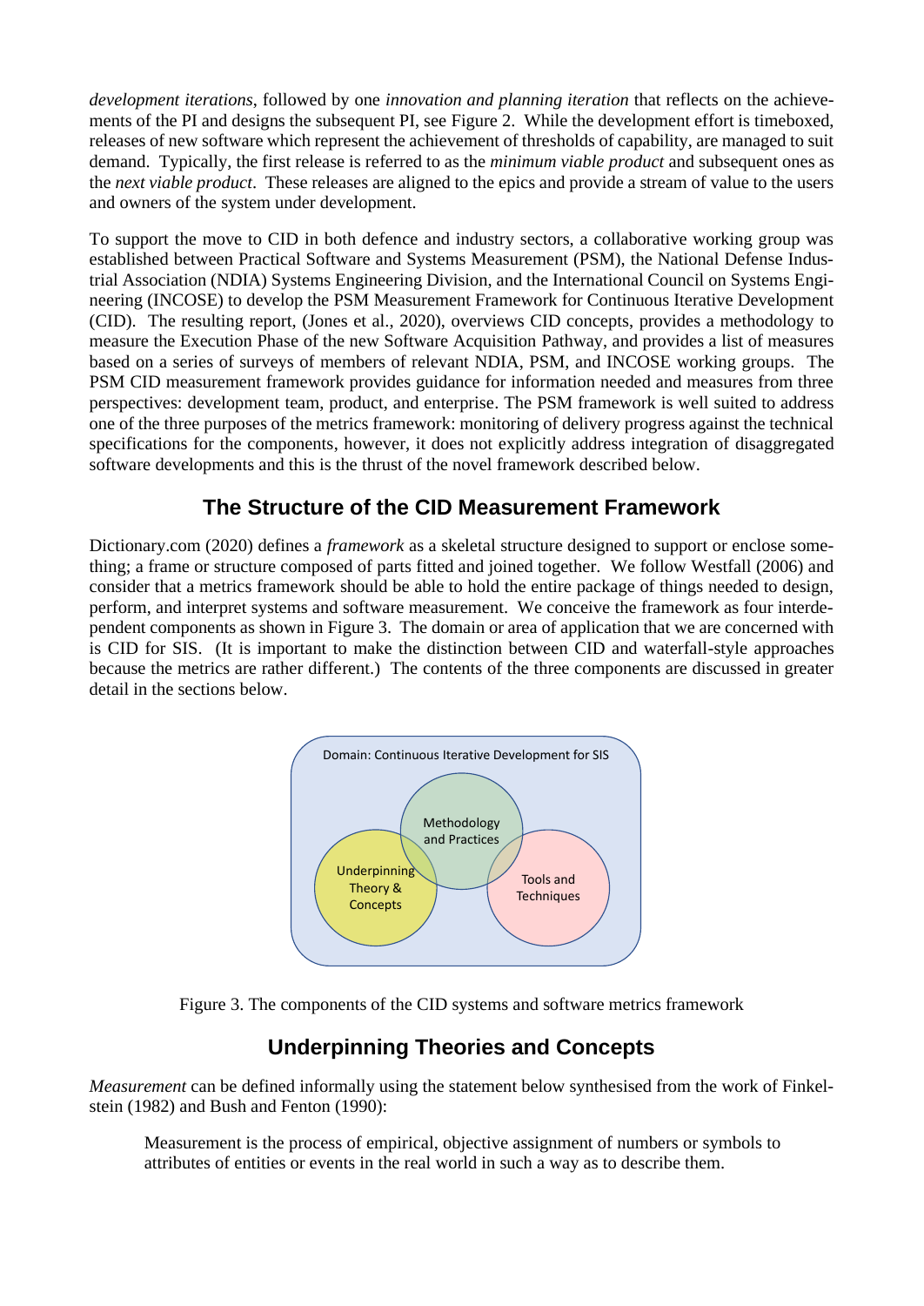*development iterations*, followed by one *innovation and planning iteration* that reflects on the achievements of the PI and designs the subsequent PI, see Figure 2. While the development effort is timeboxed, releases of new software which represent the achievement of thresholds of capability, are managed to suit demand. Typically, the first release is referred to as the *minimum viable product* and subsequent ones as the *next viable product*. These releases are aligned to the epics and provide a stream of value to the users and owners of the system under development.

To support the move to CID in both defence and industry sectors, a collaborative working group was established between Practical Software and Systems Measurement (PSM), the National Defense Industrial Association (NDIA) Systems Engineering Division, and the International Council on Systems Engineering (INCOSE) to develop the PSM Measurement Framework for Continuous Iterative Development (CID). The resulting report, (Jones et al., 2020), overviews CID concepts, provides a methodology to measure the Execution Phase of the new Software Acquisition Pathway, and provides a list of measures based on a series of surveys of members of relevant NDIA, PSM, and INCOSE working groups. The PSM CID measurement framework provides guidance for information needed and measures from three perspectives: development team, product, and enterprise. The PSM framework is well suited to address one of the three purposes of the metrics framework: monitoring of delivery progress against the technical specifications for the components, however, it does not explicitly address integration of disaggregated software developments and this is the thrust of the novel framework described below.

## The Structure of the CID Measurement Framework

Dictionary.com (2020) defines a *framework* as a skeletal structure designed to support or enclose something; a frame or structure composed of parts fitted and joined together. We follow Westfall (2006) and consider that a metrics framework should be able to hold the entire package of things needed to design, perform, and interpret systems and software measurement. We conceive the framework as four interdependent components as shown in Figure 3. The domain or area of application that we are concerned with is CID for SIS. (It is important to make the distinction between CID and waterfall-style approaches because the metrics are rather different.) The contents of the three components are discussed in greater detail in the sections below.

Domain: Continuous Iterative Development for SIS

Methodology and Practices

Underpinning Theory & Concepts

Tools and Techniques

Figure 3. The components of the CID systems and software metrics framework

## Underpinning Theories and Concepts

*Measurement* can be defined informally using the statement below synthesised from the work of Finkelstein (1982) and Bush and Fenton (1990):

> Measurement is the process of empirical, objective assignment of numbers or symbols to attributes of entities or events in the real world in such a way as to describe them.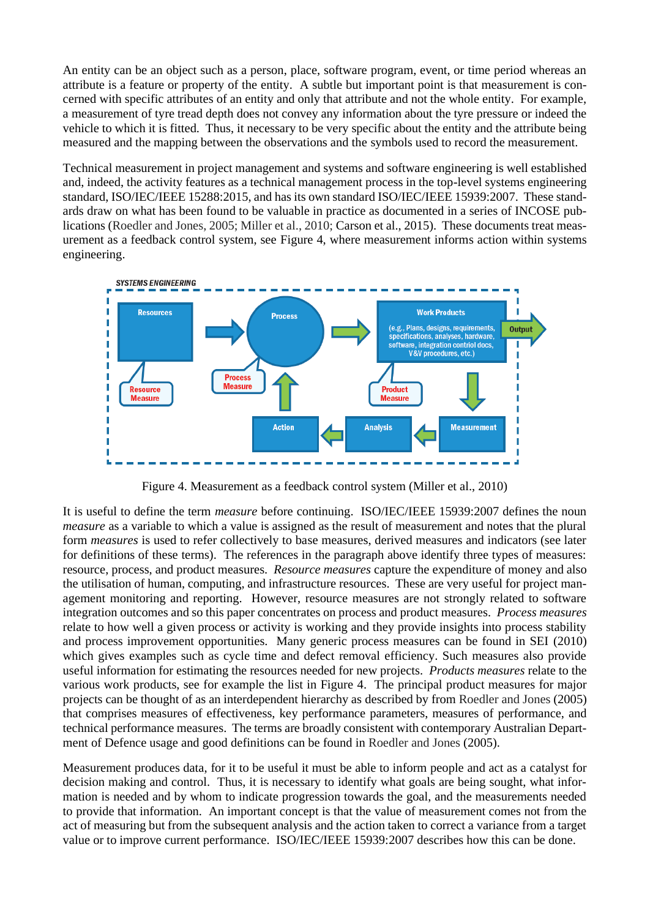An entity can be an object such as a person, place, software program, event, or time period whereas an attribute is a feature or property of the entity. A subtle but important point is that measurement is concerned with specific attributes of an entity and only that attribute and not the whole entity. For example, a measurement of tyre tread depth does not convey any information about the tyre pressure or indeed the vehicle to which it is fitted. Thus, it necessary to be very specific about the entity and the attribute being measured and the mapping between the observations and the symbols used to record the measurement.

Technical measurement in project management and systems and software engineering is well established and, indeed, the activity features as a technical management process in the top-level systems engineering standard, ISO/IEC/IEEE 15288:2015, and has its own standard ISO/IEC/IEEE 15939:2007. These standards draw on what has been found to be valuable in practice as documented in a series of INCOSE publications (Roedler and Jones, 2005; Miller et al., 2010; Carson et al., 2015). These documents treat measurement as a feedback control system, see Figure 4, where measurement informs action within systems engineering.

Figure 4. Measurement as a feedback control system (Miller et al., 2010)

It is useful to define the term *measure* before continuing. ISO/IEC/IEEE 15939:2007 defines the noun *measure* as a variable to which a value is assigned as the result of measurement and notes that the plural form *measures* is used to refer collectively to base measures, derived measures and indicators (see later for definitions of these terms). The references in the paragraph above identify three types of measures: resource, process, and product measures. *Resource measures* capture the expenditure of money and also the utilisation of human, computing, and infrastructure resources. These are very useful for project management monitoring and reporting. However, resource measures are not strongly related to software integration outcomes and so this paper concentrates on process and product measures. *Process measures* relate to how well a given process or activity is working and they provide insights into process stability and process improvement opportunities. Many generic process measures can be found in SEI (2010) which gives examples such as cycle time and defect removal efficiency. Such measures also provide useful information for estimating the resources needed for new projects. *Products measures* relate to the various work products, see for example the list in Figure 4. The principal product measures for major projects can be thought of as an interdependent hierarchy as described by from Roedler and Jones (2005) that comprises measures of effectiveness, key performance parameters, measures of performance, and technical performance measures. The terms are broadly consistent with contemporary Australian Department of Defence usage and good definitions can be found in Roedler and Jones (2005).

Measurement produces data, for it to be useful it must be able to inform people and act as a catalyst for decision making and control. Thus, it is necessary to identify what goals are being sought, what information is needed and by whom to indicate progression towards the goal, and the measurements needed to provide that information. An important concept is that the value of measurement comes not from the act of measuring but from the subsequent analysis and the action taken to correct a variance from a target value or to improve current performance. ISO/IEC/IEEE 15939:2007 describes how this can be done.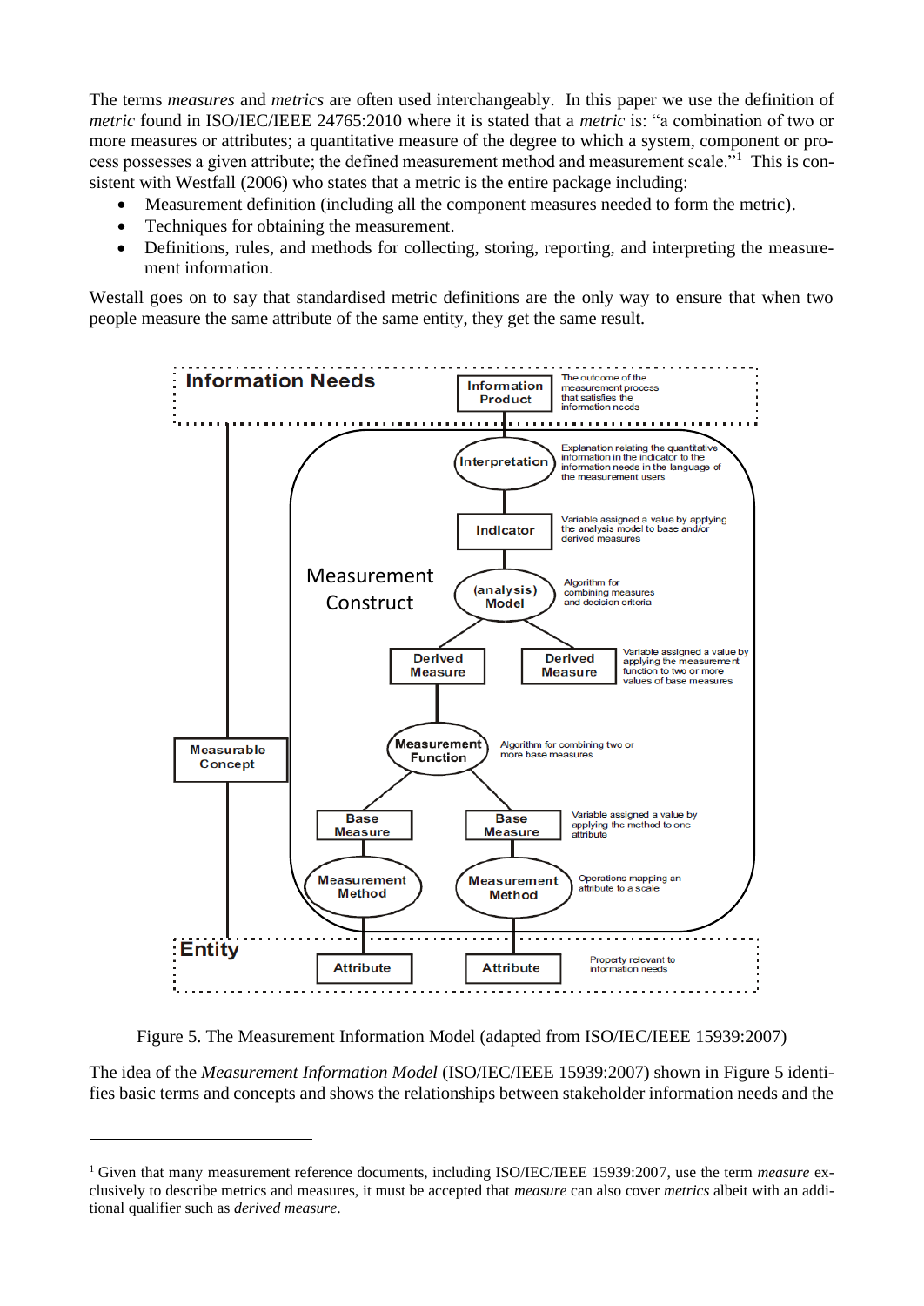The terms *measures* and *metrics* are often used interchangeably. In this paper we use the definition of *metric* found in ISO/IEC/IEEE 24765:2010 where it is stated that a *metric* is: "a combination of two or more measures or attributes; a quantitative measure of the degree to which a system, component or process possesses a given attribute; the defined measurement method and measurement scale."[1] This is consistent with Westfall (2006) who states that a metric is the entire package including:

- Measurement definition (including all the component measures needed to form the metric).
- Techniques for obtaining the measurement.
- Definitions, rules, and methods for collecting, storing, reporting, and interpreting the measurement information.

Westall goes on to say that standardised metric definitions are the only way to ensure that when two people measure the same attribute of the same entity, they get the same result.

Figure 5. The Measurement Information Model (adapted from ISO/IEC/IEEE 15939:2007)

The idea of the *Measurement Information Model* (ISO/IEC/IEEE 15939:2007) shown in Figure 5 identifies basic terms and concepts and shows the relationships between stakeholder information needs and the

---

[1] Given that many measurement reference documents, including ISO/IEC/IEEE 15939:2007, use the term *measure* exclusively to describe metrics and measures, it must be accepted that *measure* can also cover *metrics* albeit with an additional qualifier such as *derived measure*.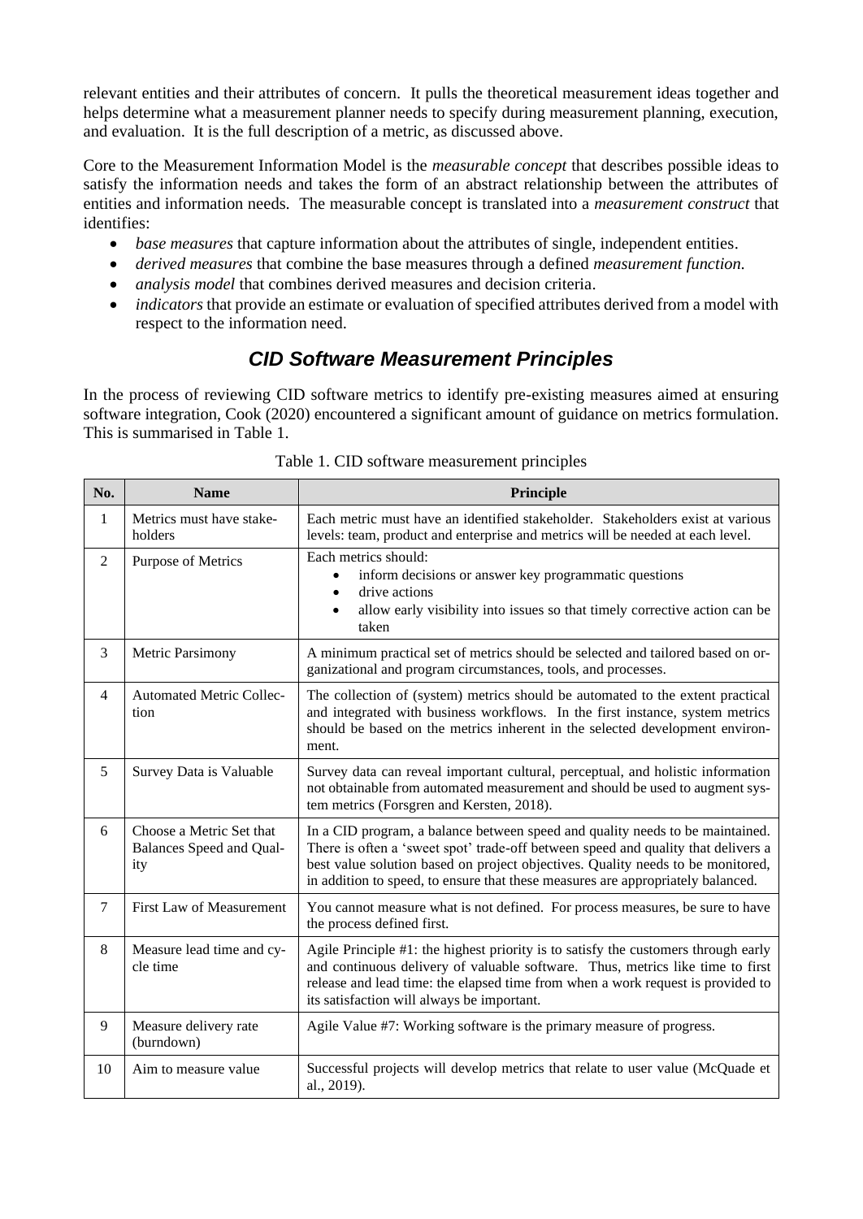relevant entities and their attributes of concern. It pulls the theoretical measurement ideas together and helps determine what a measurement planner needs to specify during measurement planning, execution, and evaluation. It is the full description of a metric, as discussed above.

Core to the Measurement Information Model is the *measurable concept* that describes possible ideas to satisfy the information needs and takes the form of an abstract relationship between the attributes of entities and information needs. The measurable concept is translated into a *measurement construct* that identifies:

- *base measures* that capture information about the attributes of single, independent entities.
- *derived measures* that combine the base measures through a defined *measurement function.*
- *analysis model* that combines derived measures and decision criteria.
- *indicators* that provide an estimate or evaluation of specified attributes derived from a model with respect to the information need.

## CID Software Measurement Principles

In the process of reviewing CID software metrics to identify pre-existing measures aimed at ensuring software integration, Cook (2020) encountered a significant amount of guidance on metrics formulation. This is summarised in Table 1.

Table 1. CID software measurement principles

| No. | Name | Principle |
|---|---|---|
| 1 | Metrics must have stake-holders | Each metric must have an identified stakeholder. Stakeholders exist at various levels: team, product and enterprise and metrics will be needed at each level. |
| 2 | Purpose of Metrics | Each metrics should: <br>• inform decisions or answer key programmatic questions <br>• drive actions <br>• allow early visibility into issues so that timely corrective action can be taken |
| 3 | Metric Parsimony | A minimum practical set of metrics should be selected and tailored based on organizational and program circumstances, tools, and processes. |
| 4 | Automated Metric Collection | The collection of (system) metrics should be automated to the extent practical and integrated with business workflows. In the first instance, system metrics should be based on the metrics inherent in the selected development environment. |
| 5 | Survey Data is Valuable | Survey data can reveal important cultural, perceptual, and holistic information not obtainable from automated measurement and should be used to augment system metrics (Forsgren and Kersten, 2018). |
| 6 | Choose a Metric Set that Balances Speed and Quality | In a CID program, a balance between speed and quality needs to be maintained. There is often a 'sweet spot' trade-off between speed and quality that delivers a best value solution based on project objectives. Quality needs to be monitored, in addition to speed, to ensure that these measures are appropriately balanced. |
| 7 | First Law of Measurement | You cannot measure what is not defined. For process measures, be sure to have the process defined first. |
| 8 | Measure lead time and cycle time | Agile Principle #1: the highest priority is to satisfy the customers through early and continuous delivery of valuable software. Thus, metrics like time to first release and lead time: the elapsed time from when a work request is provided to its satisfaction will always be important. |
| 9 | Measure delivery rate (burndown) | Agile Value #7: Working software is the primary measure of progress. |
| 10 | Aim to measure value | Successful projects will develop metrics that relate to user value (McQuade et al., 2019). |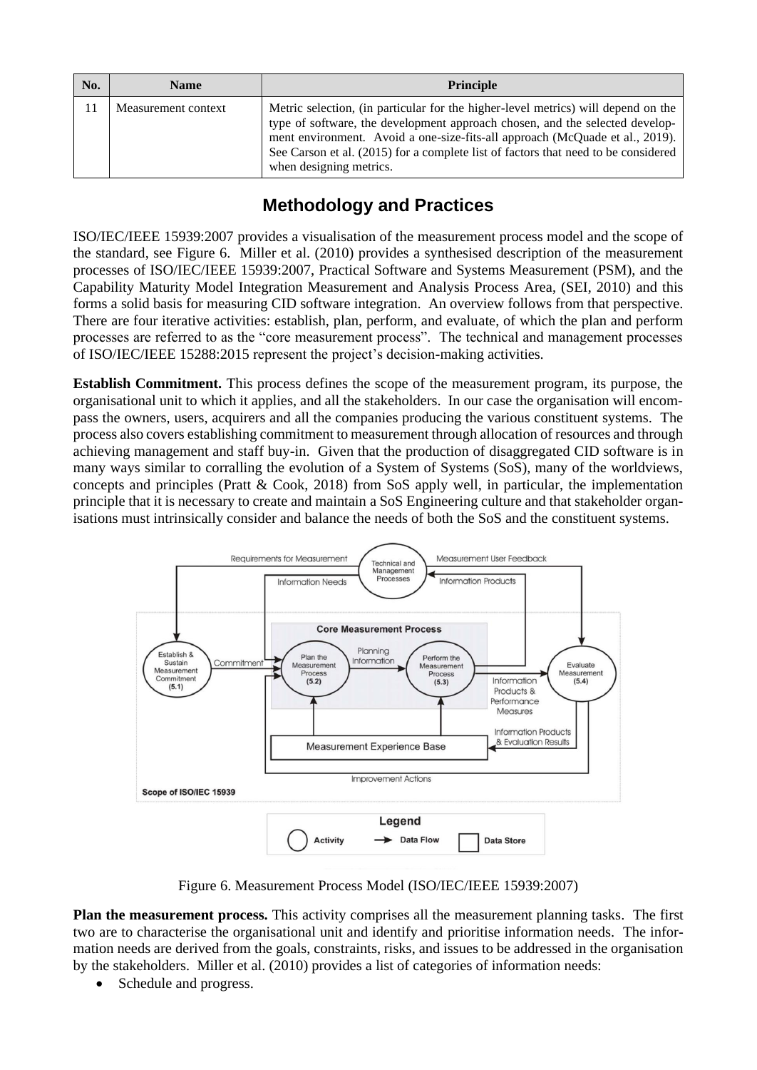| No. | Name | Principle |
|---|---|---|
| 11 | Measurement context | Metric selection, (in particular for the higher-level metrics) will depend on the type of software, the development approach chosen, and the selected development environment. Avoid a one-size-fits-all approach (McQuade et al., 2019). See Carson et al. (2015) for a complete list of factors that need to be considered when designing metrics. |

## Methodology and Practices

ISO/IEC/IEEE 15939:2007 provides a visualisation of the measurement process model and the scope of the standard, see Figure 6. Miller et al. (2010) provides a synthesised description of the measurement processes of ISO/IEC/IEEE 15939:2007, Practical Software and Systems Measurement (PSM), and the Capability Maturity Model Integration Measurement and Analysis Process Area, (SEI, 2010) and this forms a solid basis for measuring CID software integration. An overview follows from that perspective. There are four iterative activities: establish, plan, perform, and evaluate, of which the plan and perform processes are referred to as the "core measurement process". The technical and management processes of ISO/IEC/IEEE 15288:2015 represent the project's decision-making activities.

**Establish Commitment.** This process defines the scope of the measurement program, its purpose, the organisational unit to which it applies, and all the stakeholders. In our case the organisation will encompass the owners, users, acquirers and all the companies producing the various constituent systems. The process also covers establishing commitment to measurement through allocation of resources and through achieving management and staff buy-in. Given that the production of disaggregated CID software is in many ways similar to corralling the evolution of a System of Systems (SoS), many of the worldviews, concepts and principles (Pratt & Cook, 2018) from SoS apply well, in particular, the implementation principle that it is necessary to create and maintain a SoS Engineering culture and that stakeholder organisations must intrinsically consider and balance the needs of both the SoS and the constituent systems.

Figure 6. Measurement Process Model (ISO/IEC/IEEE 15939:2007)

**Plan the measurement process.** This activity comprises all the measurement planning tasks. The first two are to characterise the organisational unit and identify and prioritise information needs. The information needs are derived from the goals, constraints, risks, and issues to be addressed in the organisation by the stakeholders. Miller et al. (2010) provides a list of categories of information needs:

- Schedule and progress.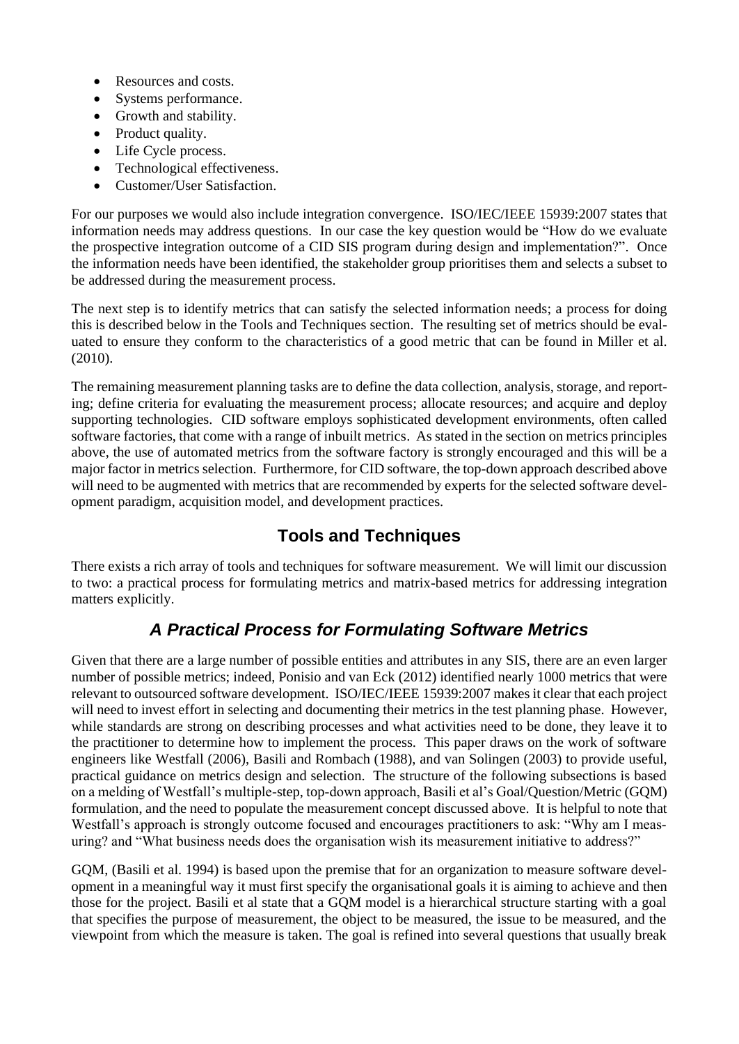- Resources and costs.
- Systems performance.
- Growth and stability.
- Product quality.
- Life Cycle process.
- Technological effectiveness.
- Customer/User Satisfaction.

For our purposes we would also include integration convergence. ISO/IEC/IEEE 15939:2007 states that information needs may address questions. In our case the key question would be "How do we evaluate the prospective integration outcome of a CID SIS program during design and implementation?". Once the information needs have been identified, the stakeholder group prioritises them and selects a subset to be addressed during the measurement process.

The next step is to identify metrics that can satisfy the selected information needs; a process for doing this is described below in the Tools and Techniques section. The resulting set of metrics should be evaluated to ensure they conform to the characteristics of a good metric that can be found in Miller et al. (2010).

The remaining measurement planning tasks are to define the data collection, analysis, storage, and reporting; define criteria for evaluating the measurement process; allocate resources; and acquire and deploy supporting technologies. CID software employs sophisticated development environments, often called software factories, that come with a range of inbuilt metrics. As stated in the section on metrics principles above, the use of automated metrics from the software factory is strongly encouraged and this will be a major factor in metrics selection. Furthermore, for CID software, the top-down approach described above will need to be augmented with metrics that are recommended by experts for the selected software development paradigm, acquisition model, and development practices.

## Tools and Techniques

There exists a rich array of tools and techniques for software measurement. We will limit our discussion to two: a practical process for formulating metrics and matrix-based metrics for addressing integration matters explicitly.

### *A Practical Process for Formulating Software Metrics*

Given that there are a large number of possible entities and attributes in any SIS, there are an even larger number of possible metrics; indeed, Ponisio and van Eck (2012) identified nearly 1000 metrics that were relevant to outsourced software development. ISO/IEC/IEEE 15939:2007 makes it clear that each project will need to invest effort in selecting and documenting their metrics in the test planning phase. However, while standards are strong on describing processes and what activities need to be done, they leave it to the practitioner to determine how to implement the process. This paper draws on the work of software engineers like Westfall (2006), Basili and Rombach (1988), and van Solingen (2003) to provide useful, practical guidance on metrics design and selection. The structure of the following subsections is based on a melding of Westfall's multiple-step, top-down approach, Basili et al's Goal/Question/Metric (GQM) formulation, and the need to populate the measurement concept discussed above. It is helpful to note that Westfall's approach is strongly outcome focused and encourages practitioners to ask: "Why am I measuring? and "What business needs does the organisation wish its measurement initiative to address?"

GQM, (Basili et al. 1994) is based upon the premise that for an organization to measure software development in a meaningful way it must first specify the organisational goals it is aiming to achieve and then those for the project. Basili et al state that a GQM model is a hierarchical structure starting with a goal that specifies the purpose of measurement, the object to be measured, the issue to be measured, and the viewpoint from which the measure is taken. The goal is refined into several questions that usually break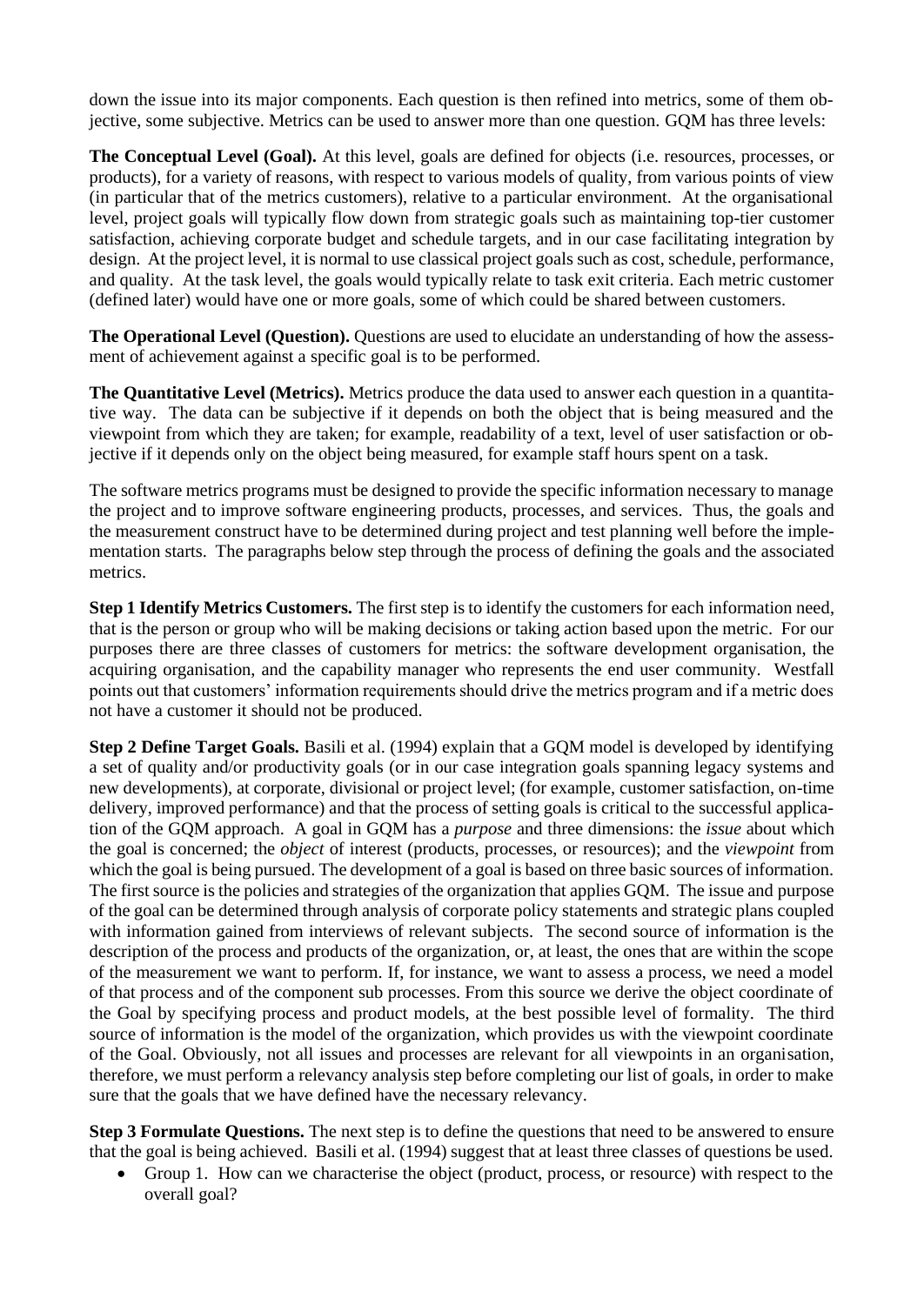down the issue into its major components. Each question is then refined into metrics, some of them objective, some subjective. Metrics can be used to answer more than one question. GQM has three levels:

**The Conceptual Level (Goal).** At this level, goals are defined for objects (i.e. resources, processes, or products), for a variety of reasons, with respect to various models of quality, from various points of view (in particular that of the metrics customers), relative to a particular environment. At the organisational level, project goals will typically flow down from strategic goals such as maintaining top-tier customer satisfaction, achieving corporate budget and schedule targets, and in our case facilitating integration by design. At the project level, it is normal to use classical project goals such as cost, schedule, performance, and quality. At the task level, the goals would typically relate to task exit criteria. Each metric customer (defined later) would have one or more goals, some of which could be shared between customers.

**The Operational Level (Question).** Questions are used to elucidate an understanding of how the assessment of achievement against a specific goal is to be performed.

**The Quantitative Level (Metrics).** Metrics produce the data used to answer each question in a quantitative way. The data can be subjective if it depends on both the object that is being measured and the viewpoint from which they are taken; for example, readability of a text, level of user satisfaction or objective if it depends only on the object being measured, for example staff hours spent on a task.

The software metrics programs must be designed to provide the specific information necessary to manage the project and to improve software engineering products, processes, and services. Thus, the goals and the measurement construct have to be determined during project and test planning well before the implementation starts. The paragraphs below step through the process of defining the goals and the associated metrics.

**Step 1 Identify Metrics Customers.** The first step is to identify the customers for each information need, that is the person or group who will be making decisions or taking action based upon the metric. For our purposes there are three classes of customers for metrics: the software development organisation, the acquiring organisation, and the capability manager who represents the end user community. Westfall points out that customers' information requirements should drive the metrics program and if a metric does not have a customer it should not be produced.

**Step 2 Define Target Goals.** Basili et al. (1994) explain that a GQM model is developed by identifying a set of quality and/or productivity goals (or in our case integration goals spanning legacy systems and new developments), at corporate, divisional or project level; (for example, customer satisfaction, on-time delivery, improved performance) and that the process of setting goals is critical to the successful application of the GQM approach. A goal in GQM has a *purpose* and three dimensions: the *issue* about which the goal is concerned; the *object* of interest (products, processes, or resources); and the *viewpoint* from which the goal is being pursued. The development of a goal is based on three basic sources of information. The first source is the policies and strategies of the organization that applies GQM. The issue and purpose of the goal can be determined through analysis of corporate policy statements and strategic plans coupled with information gained from interviews of relevant subjects. The second source of information is the description of the process and products of the organization, or, at least, the ones that are within the scope of the measurement we want to perform. If, for instance, we want to assess a process, we need a model of that process and of the component sub processes. From this source we derive the object coordinate of the Goal by specifying process and product models, at the best possible level of formality. The third source of information is the model of the organization, which provides us with the viewpoint coordinate of the Goal. Obviously, not all issues and processes are relevant for all viewpoints in an organisation, therefore, we must perform a relevancy analysis step before completing our list of goals, in order to make sure that the goals that we have defined have the necessary relevancy.

**Step 3 Formulate Questions.** The next step is to define the questions that need to be answered to ensure that the goal is being achieved. Basili et al. (1994) suggest that at least three classes of questions be used.

- Group 1. How can we characterise the object (product, process, or resource) with respect to the overall goal?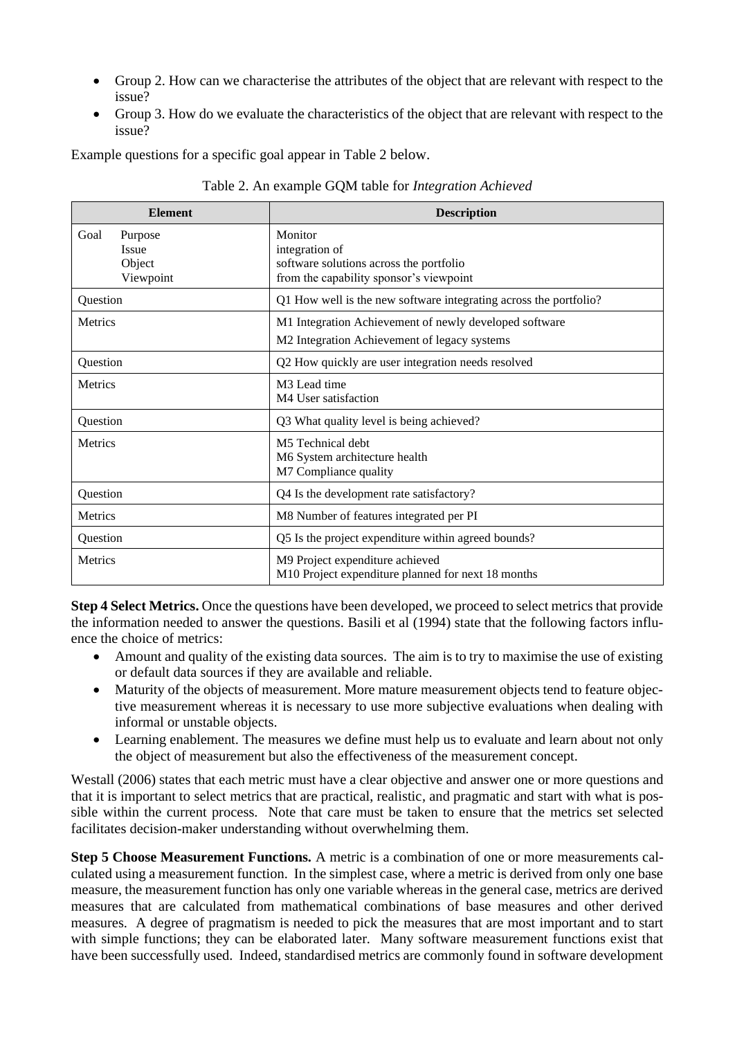- Group 2. How can we characterise the attributes of the object that are relevant with respect to the issue?
- Group 3. How do we evaluate the characteristics of the object that are relevant with respect to the issue?

Example questions for a specific goal appear in Table 2 below.

Table 2. An example GQM table for *Integration Achieved*

| Element | Description |
|---|---|
| Goal Purpose<br>Issue<br>Object<br>Viewpoint | Monitor<br>integration of<br>software solutions across the portfolio<br>from the capability sponsor's viewpoint |
| Question | Q1 How well is the new software integrating across the portfolio? |
| Metrics | M1 Integration Achievement of newly developed software<br>M2 Integration Achievement of legacy systems |
| Question | Q2 How quickly are user integration needs resolved |
| Metrics | M3 Lead time<br>M4 User satisfaction |
| Question | Q3 What quality level is being achieved? |
| Metrics | M5 Technical debt<br>M6 System architecture health<br>M7 Compliance quality |
| Question | Q4 Is the development rate satisfactory? |
| Metrics | M8 Number of features integrated per PI |
| Question | Q5 Is the project expenditure within agreed bounds? |
| Metrics | M9 Project expenditure achieved<br>M10 Project expenditure planned for next 18 months |

**Step 4 Select Metrics.** Once the questions have been developed, we proceed to select metrics that provide the information needed to answer the questions. Basili et al (1994) state that the following factors influence the choice of metrics:

- Amount and quality of the existing data sources. The aim is to try to maximise the use of existing or default data sources if they are available and reliable.
- Maturity of the objects of measurement. More mature measurement objects tend to feature objective measurement whereas it is necessary to use more subjective evaluations when dealing with informal or unstable objects.
- Learning enablement. The measures we define must help us to evaluate and learn about not only the object of measurement but also the effectiveness of the measurement concept.

Westall (2006) states that each metric must have a clear objective and answer one or more questions and that it is important to select metrics that are practical, realistic, and pragmatic and start with what is possible within the current process. Note that care must be taken to ensure that the metrics set selected facilitates decision-maker understanding without overwhelming them.

**Step 5 Choose Measurement Functions.** A metric is a combination of one or more measurements calculated using a measurement function. In the simplest case, where a metric is derived from only one base measure, the measurement function has only one variable whereas in the general case, metrics are derived measures that are calculated from mathematical combinations of base measures and other derived measures. A degree of pragmatism is needed to pick the measures that are most important and to start with simple functions; they can be elaborated later. Many software measurement functions exist that have been successfully used. Indeed, standardised metrics are commonly found in software development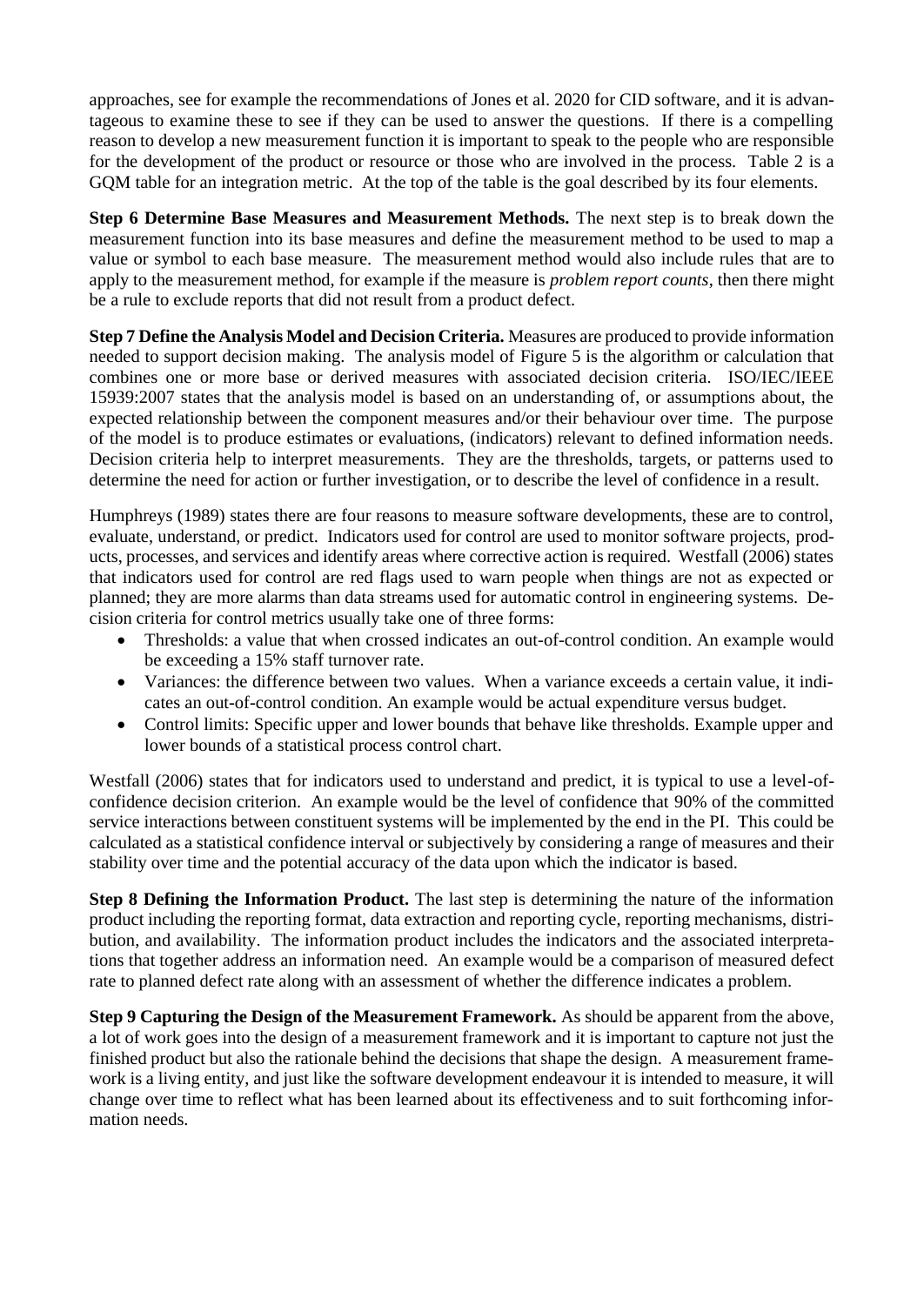approaches, see for example the recommendations of Jones et al. 2020 for CID software, and it is advantageous to examine these to see if they can be used to answer the questions. If there is a compelling reason to develop a new measurement function it is important to speak to the people who are responsible for the development of the product or resource or those who are involved in the process. Table 2 is a GQM table for an integration metric. At the top of the table is the goal described by its four elements.

**Step 6 Determine Base Measures and Measurement Methods.** The next step is to break down the measurement function into its base measures and define the measurement method to be used to map a value or symbol to each base measure. The measurement method would also include rules that are to apply to the measurement method, for example if the measure is *problem report counts*, then there might be a rule to exclude reports that did not result from a product defect.

**Step 7 Define the Analysis Model and Decision Criteria.** Measures are produced to provide information needed to support decision making. The analysis model of Figure 5 is the algorithm or calculation that combines one or more base or derived measures with associated decision criteria. ISO/IEC/IEEE 15939:2007 states that the analysis model is based on an understanding of, or assumptions about, the expected relationship between the component measures and/or their behaviour over time. The purpose of the model is to produce estimates or evaluations, (indicators) relevant to defined information needs. Decision criteria help to interpret measurements. They are the thresholds, targets, or patterns used to determine the need for action or further investigation, or to describe the level of confidence in a result.

Humphreys (1989) states there are four reasons to measure software developments, these are to control, evaluate, understand, or predict. Indicators used for control are used to monitor software projects, products, processes, and services and identify areas where corrective action is required. Westfall (2006) states that indicators used for control are red flags used to warn people when things are not as expected or planned; they are more alarms than data streams used for automatic control in engineering systems. Decision criteria for control metrics usually take one of three forms:

- Thresholds: a value that when crossed indicates an out-of-control condition. An example would be exceeding a 15% staff turnover rate.
- Variances: the difference between two values. When a variance exceeds a certain value, it indicates an out-of-control condition. An example would be actual expenditure versus budget.
- Control limits: Specific upper and lower bounds that behave like thresholds. Example upper and lower bounds of a statistical process control chart.

Westfall (2006) states that for indicators used to understand and predict, it is typical to use a level-of-confidence decision criterion. An example would be the level of confidence that 90% of the committed service interactions between constituent systems will be implemented by the end in the PI. This could be calculated as a statistical confidence interval or subjectively by considering a range of measures and their stability over time and the potential accuracy of the data upon which the indicator is based.

**Step 8 Defining the Information Product.** The last step is determining the nature of the information product including the reporting format, data extraction and reporting cycle, reporting mechanisms, distribution, and availability. The information product includes the indicators and the associated interpretations that together address an information need. An example would be a comparison of measured defect rate to planned defect rate along with an assessment of whether the difference indicates a problem.

**Step 9 Capturing the Design of the Measurement Framework.** As should be apparent from the above, a lot of work goes into the design of a measurement framework and it is important to capture not just the finished product but also the rationale behind the decisions that shape the design. A measurement framework is a living entity, and just like the software development endeavour it is intended to measure, it will change over time to reflect what has been learned about its effectiveness and to suit forthcoming information needs.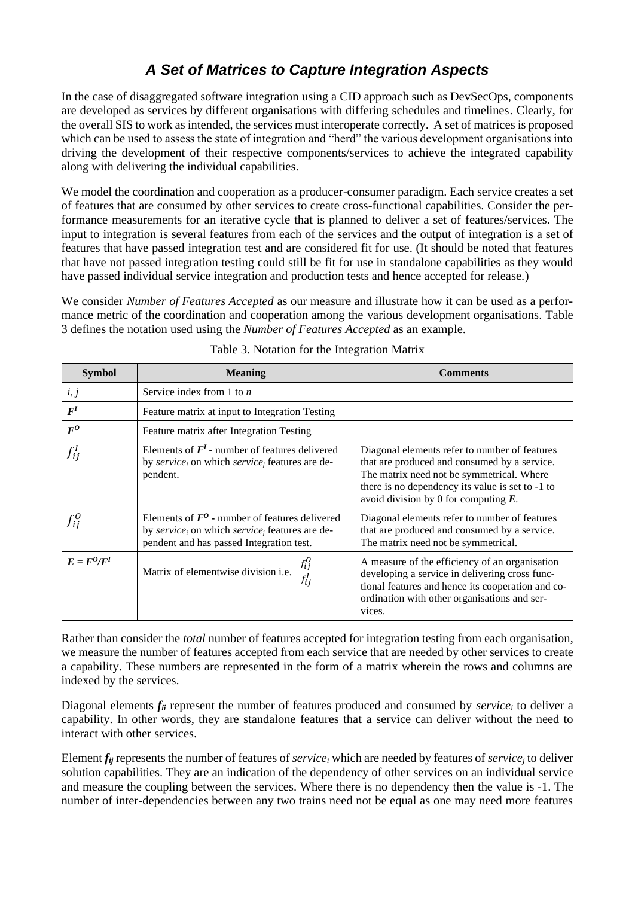## *A Set of Matrices to Capture Integration Aspects*

In the case of disaggregated software integration using a CID approach such as DevSecOps, components are developed as services by different organisations with differing schedules and timelines. Clearly, for the overall SIS to work as intended, the services must interoperate correctly. A set of matrices is proposed which can be used to assess the state of integration and "herd" the various development organisations into driving the development of their respective components/services to achieve the integrated capability along with delivering the individual capabilities.

We model the coordination and cooperation as a producer-consumer paradigm. Each service creates a set of features that are consumed by other services to create cross-functional capabilities. Consider the performance measurements for an iterative cycle that is planned to deliver a set of features/services. The input to integration is several features from each of the services and the output of integration is a set of features that have passed integration test and are considered fit for use. (It should be noted that features that have not passed integration testing could still be fit for use in standalone capabilities as they would have passed individual service integration and production tests and hence accepted for release.)

We consider *Number of Features Accepted* as our measure and illustrate how it can be used as a performance metric of the coordination and cooperation among the various development organisations. Table 3 defines the notation used using the *Number of Features Accepted* as an example.

Table 3. Notation for the Integration Matrix

| Symbol | Meaning | Comments |
|---|---|---|
| $i, j$ | Service index from 1 to $n$ | |
| $\boldsymbol{F^I}$ | Feature matrix at input to Integration Testing | |
| $\boldsymbol{F^O}$ | Feature matrix after Integration Testing | |
| $f_{ij}^I$ | Elements of $\boldsymbol{F^I}$ - number of features delivered by *service*$_i$ on which *service*$_j$ features are dependent. | Diagonal elements refer to number of features that are produced and consumed by a service. The matrix need not be symmetrical. Where there is no dependency its value is set to -1 to avoid division by 0 for computing $\boldsymbol{E}$. |
| $f_{ij}^O$ | Elements of $\boldsymbol{F^O}$ - number of features delivered by *service*$_i$ on which *service*$_j$ features are dependent and has passed Integration test. | Diagonal elements refer to number of features that are produced and consumed by a service. The matrix need not be symmetrical. |
| $\boldsymbol{E} = \boldsymbol{F^O}/\boldsymbol{F^I}$ | Matrix of elementwise division i.e. $\frac{f_{ij}^O}{f_{ij}^I}$ | A measure of the efficiency of an organisation developing a service in delivering cross functional features and hence its cooperation and coordination with other organisations and services. |

Rather than consider the *total* number of features accepted for integration testing from each organisation, we measure the number of features accepted from each service that are needed by other services to create a capability. These numbers are represented in the form of a matrix wherein the rows and columns are indexed by the services.

Diagonal elements $\boldsymbol{f_{ii}}$ represent the number of features produced and consumed by *service*$_i$ to deliver a capability. In other words, they are standalone features that a service can deliver without the need to interact with other services.

Element $\boldsymbol{f_{ij}}$ represents the number of features of *service*$_i$ which are needed by features of *service*$_j$ to deliver solution capabilities. They are an indication of the dependency of other services on an individual service and measure the coupling between the services. Where there is no dependency then the value is -1. The number of inter-dependencies between any two trains need not be equal as one may need more features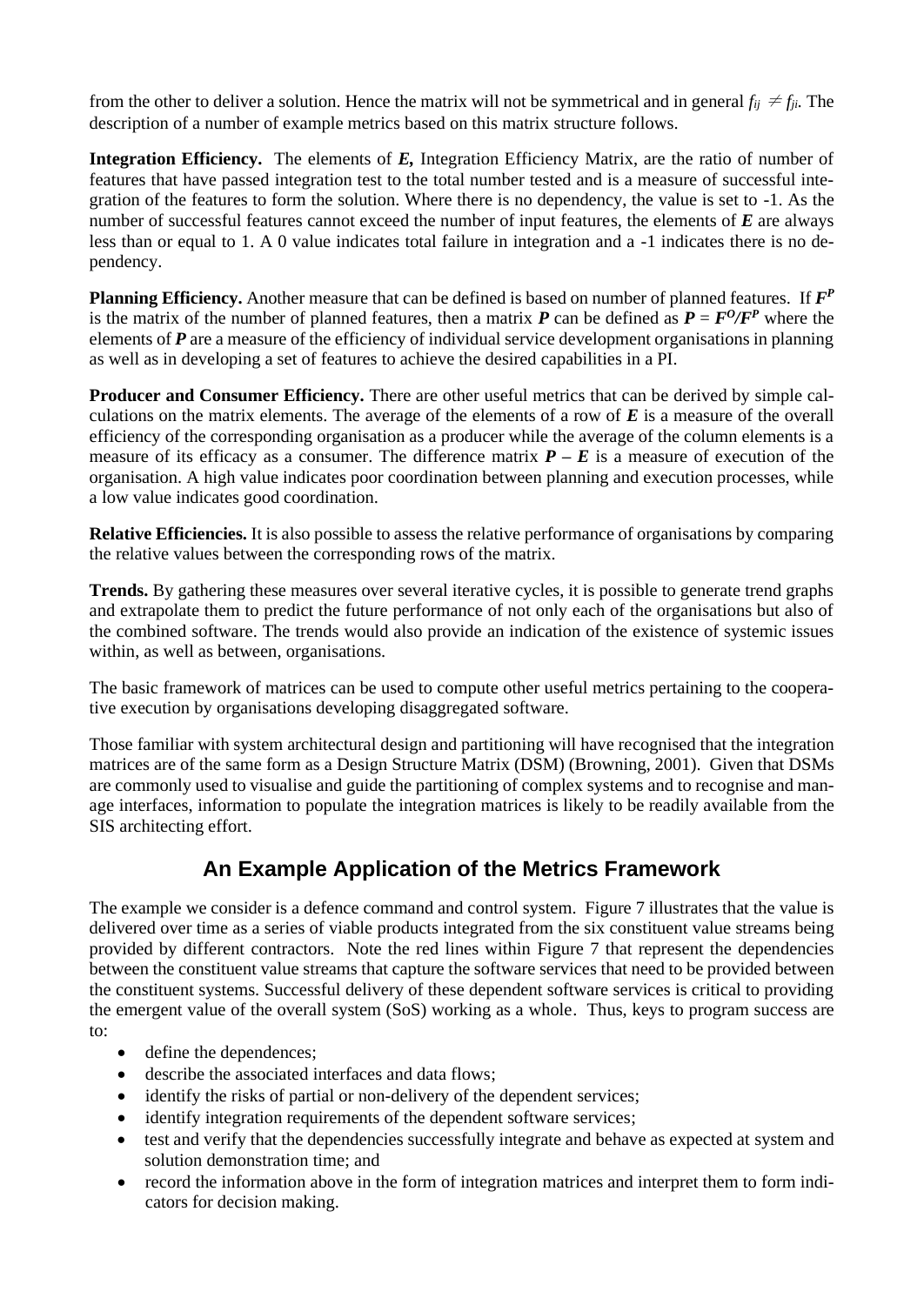from the other to deliver a solution. Hence the matrix will not be symmetrical and in general $f_{ij} \neq f_{ji}$. The description of a number of example metrics based on this matrix structure follows.

**Integration Efficiency.** The elements of ***E*,** Integration Efficiency Matrix, are the ratio of number of features that have passed integration test to the total number tested and is a measure of successful integration of the features to form the solution. Where there is no dependency, the value is set to -1. As the number of successful features cannot exceed the number of input features, the elements of ***E*** are always less than or equal to 1. A 0 value indicates total failure in integration and a -1 indicates there is no dependency.

**Planning Efficiency.** Another measure that can be defined is based on number of planned features. If $\boldsymbol{F^P}$ is the matrix of the number of planned features, then a matrix ***P*** can be defined as $\boldsymbol{P} = \boldsymbol{F^O/F^P}$ where the elements of ***P*** are a measure of the efficiency of individual service development organisations in planning as well as in developing a set of features to achieve the desired capabilities in a PI.

**Producer and Consumer Efficiency.** There are other useful metrics that can be derived by simple calculations on the matrix elements. The average of the elements of a row of ***E*** is a measure of the overall efficiency of the corresponding organisation as a producer while the average of the column elements is a measure of its efficacy as a consumer. The difference matrix $\boldsymbol{P} - \boldsymbol{E}$ is a measure of execution of the organisation. A high value indicates poor coordination between planning and execution processes, while a low value indicates good coordination.

**Relative Efficiencies.** It is also possible to assess the relative performance of organisations by comparing the relative values between the corresponding rows of the matrix.

**Trends.** By gathering these measures over several iterative cycles, it is possible to generate trend graphs and extrapolate them to predict the future performance of not only each of the organisations but also of the combined software. The trends would also provide an indication of the existence of systemic issues within, as well as between, organisations.

The basic framework of matrices can be used to compute other useful metrics pertaining to the cooperative execution by organisations developing disaggregated software.

Those familiar with system architectural design and partitioning will have recognised that the integration matrices are of the same form as a Design Structure Matrix (DSM) (Browning, 2001). Given that DSMs are commonly used to visualise and guide the partitioning of complex systems and to recognise and manage interfaces, information to populate the integration matrices is likely to be readily available from the SIS architecting effort.

## An Example Application of the Metrics Framework

The example we consider is a defence command and control system. Figure 7 illustrates that the value is delivered over time as a series of viable products integrated from the six constituent value streams being provided by different contractors. Note the red lines within Figure 7 that represent the dependencies between the constituent value streams that capture the software services that need to be provided between the constituent systems. Successful delivery of these dependent software services is critical to providing the emergent value of the overall system (SoS) working as a whole. Thus, keys to program success are to:

- define the dependences;
- describe the associated interfaces and data flows;
- identify the risks of partial or non-delivery of the dependent services;
- identify integration requirements of the dependent software services;
- test and verify that the dependencies successfully integrate and behave as expected at system and solution demonstration time; and
- record the information above in the form of integration matrices and interpret them to form indicators for decision making.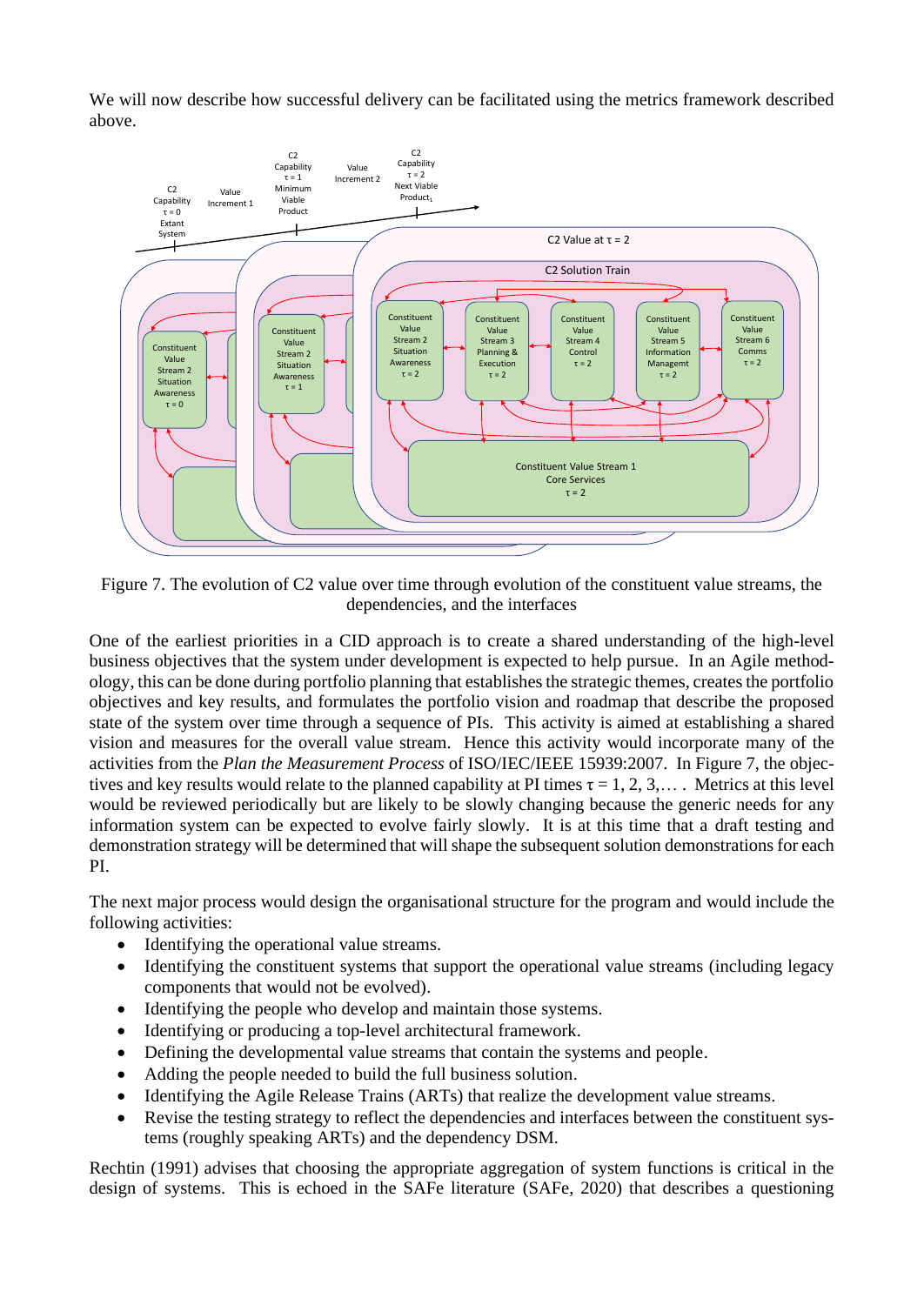We will now describe how successful delivery can be facilitated using the metrics framework described above.

Figure 7. The evolution of C2 value over time through evolution of the constituent value streams, the dependencies, and the interfaces

One of the earliest priorities in a CID approach is to create a shared understanding of the high-level business objectives that the system under development is expected to help pursue. In an Agile methodology, this can be done during portfolio planning that establishes the strategic themes, creates the portfolio objectives and key results, and formulates the portfolio vision and roadmap that describe the proposed state of the system over time through a sequence of PIs. This activity is aimed at establishing a shared vision and measures for the overall value stream. Hence this activity would incorporate many of the activities from the *Plan the Measurement Process* of ISO/IEC/IEEE 15939:2007. In Figure 7, the objectives and key results would relate to the planned capability at PI times $\tau = 1, 2, 3, \ldots$. Metrics at this level would be reviewed periodically but are likely to be slowly changing because the generic needs for any information system can be expected to evolve fairly slowly. It is at this time that a draft testing and demonstration strategy will be determined that will shape the subsequent solution demonstrations for each PI.

The next major process would design the organisational structure for the program and would include the following activities:

- Identifying the operational value streams.
- Identifying the constituent systems that support the operational value streams (including legacy components that would not be evolved).
- Identifying the people who develop and maintain those systems.
- Identifying or producing a top-level architectural framework.
- Defining the developmental value streams that contain the systems and people.
- Adding the people needed to build the full business solution.
- Identifying the Agile Release Trains (ARTs) that realize the development value streams.
- Revise the testing strategy to reflect the dependencies and interfaces between the constituent systems (roughly speaking ARTs) and the dependency DSM.

Rechtin (1991) advises that choosing the appropriate aggregation of system functions is critical in the design of systems. This is echoed in the SAFe literature (SAFe, 2020) that describes a questioning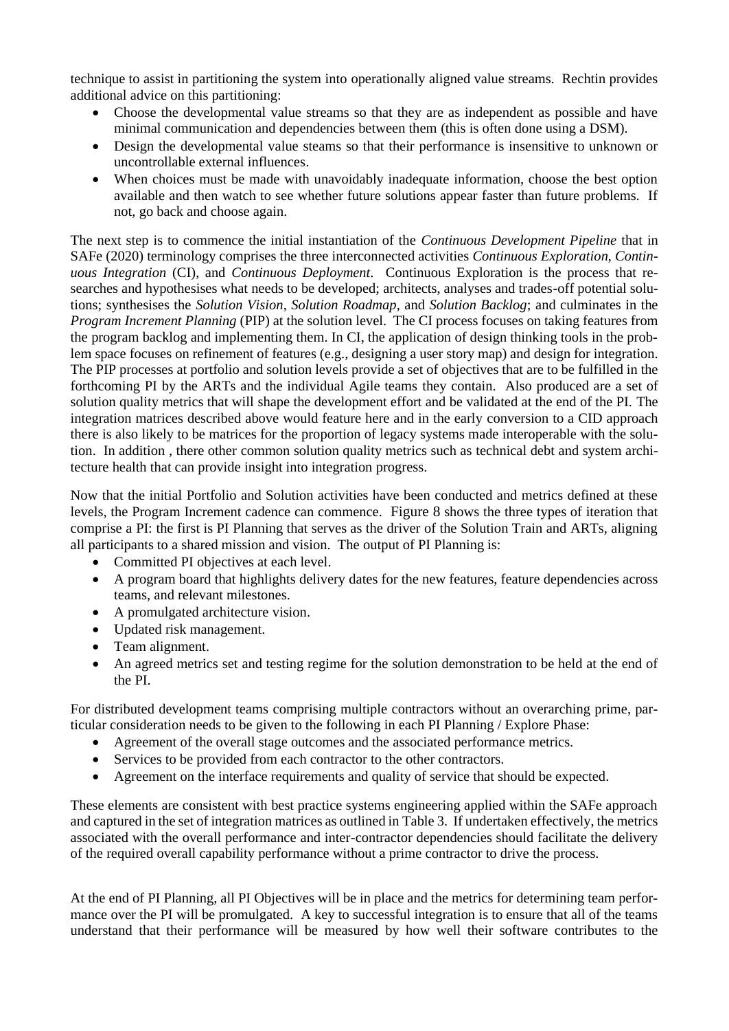technique to assist in partitioning the system into operationally aligned value streams. Rechtin provides additional advice on this partitioning:

- Choose the developmental value streams so that they are as independent as possible and have minimal communication and dependencies between them (this is often done using a DSM).
- Design the developmental value steams so that their performance is insensitive to unknown or uncontrollable external influences.
- When choices must be made with unavoidably inadequate information, choose the best option available and then watch to see whether future solutions appear faster than future problems. If not, go back and choose again.

The next step is to commence the initial instantiation of the *Continuous Development Pipeline* that in SAFe (2020) terminology comprises the three interconnected activities *Continuous Exploration*, *Continuous Integration* (CI), and *Continuous Deployment*. Continuous Exploration is the process that researches and hypothesises what needs to be developed; architects, analyses and trades-off potential solutions; synthesises the *Solution Vision*, *Solution Roadmap*, and *Solution Backlog*; and culminates in the *Program Increment Planning* (PIP) at the solution level. The CI process focuses on taking features from the program backlog and implementing them. In CI, the application of design thinking tools in the problem space focuses on refinement of features (e.g., designing a user story map) and design for integration. The PIP processes at portfolio and solution levels provide a set of objectives that are to be fulfilled in the forthcoming PI by the ARTs and the individual Agile teams they contain. Also produced are a set of solution quality metrics that will shape the development effort and be validated at the end of the PI. The integration matrices described above would feature here and in the early conversion to a CID approach there is also likely to be matrices for the proportion of legacy systems made interoperable with the solution. In addition , there other common solution quality metrics such as technical debt and system architecture health that can provide insight into integration progress.

Now that the initial Portfolio and Solution activities have been conducted and metrics defined at these levels, the Program Increment cadence can commence. Figure 8 shows the three types of iteration that comprise a PI: the first is PI Planning that serves as the driver of the Solution Train and ARTs, aligning all participants to a shared mission and vision. The output of PI Planning is:

- Committed PI objectives at each level.
- A program board that highlights delivery dates for the new features, feature dependencies across teams, and relevant milestones.
- A promulgated architecture vision.
- Updated risk management.
- Team alignment.
- An agreed metrics set and testing regime for the solution demonstration to be held at the end of the PI.

For distributed development teams comprising multiple contractors without an overarching prime, particular consideration needs to be given to the following in each PI Planning / Explore Phase:

- Agreement of the overall stage outcomes and the associated performance metrics.
- Services to be provided from each contractor to the other contractors.
- Agreement on the interface requirements and quality of service that should be expected.

These elements are consistent with best practice systems engineering applied within the SAFe approach and captured in the set of integration matrices as outlined in Table 3. If undertaken effectively, the metrics associated with the overall performance and inter-contractor dependencies should facilitate the delivery of the required overall capability performance without a prime contractor to drive the process.

At the end of PI Planning, all PI Objectives will be in place and the metrics for determining team performance over the PI will be promulgated. A key to successful integration is to ensure that all of the teams understand that their performance will be measured by how well their software contributes to the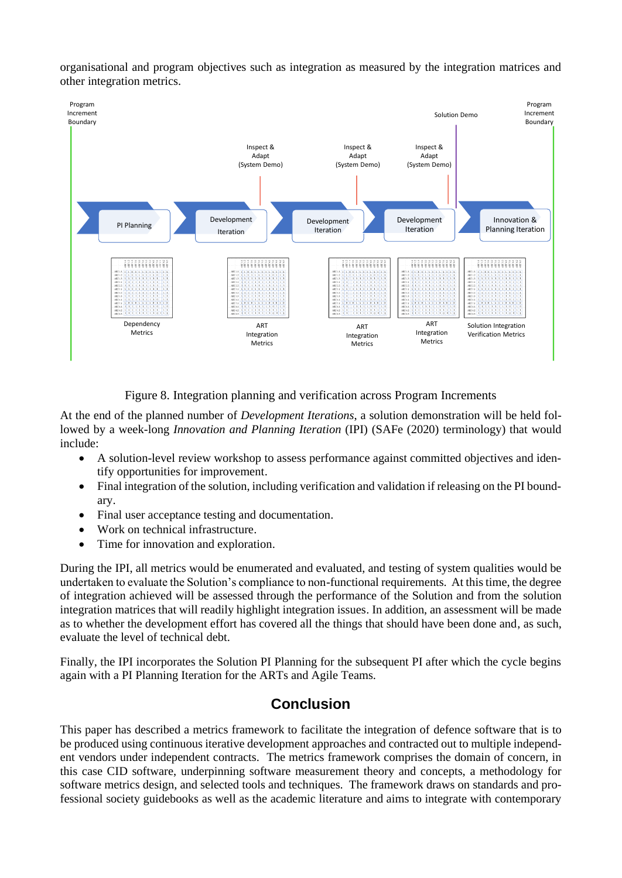organisational and program objectives such as integration as measured by the integration matrices and other integration metrics.

Figure 8. Integration planning and verification across Program Increments

At the end of the planned number of *Development Iterations*, a solution demonstration will be held followed by a week-long *Innovation and Planning Iteration* (IPI) (SAFe (2020) terminology) that would include:

- A solution-level review workshop to assess performance against committed objectives and identify opportunities for improvement.
- Final integration of the solution, including verification and validation if releasing on the PI boundary.
- Final user acceptance testing and documentation.
- Work on technical infrastructure.
- Time for innovation and exploration.

During the IPI, all metrics would be enumerated and evaluated, and testing of system qualities would be undertaken to evaluate the Solution's compliance to non-functional requirements. At this time, the degree of integration achieved will be assessed through the performance of the Solution and from the solution integration matrices that will readily highlight integration issues. In addition, an assessment will be made as to whether the development effort has covered all the things that should have been done and, as such, evaluate the level of technical debt.

Finally, the IPI incorporates the Solution PI Planning for the subsequent PI after which the cycle begins again with a PI Planning Iteration for the ARTs and Agile Teams.

## Conclusion

This paper has described a metrics framework to facilitate the integration of defence software that is to be produced using continuous iterative development approaches and contracted out to multiple independent vendors under independent contracts. The metrics framework comprises the domain of concern, in this case CID software, underpinning software measurement theory and concepts, a methodology for software metrics design, and selected tools and techniques. The framework draws on standards and professional society guidebooks as well as the academic literature and aims to integrate with contemporary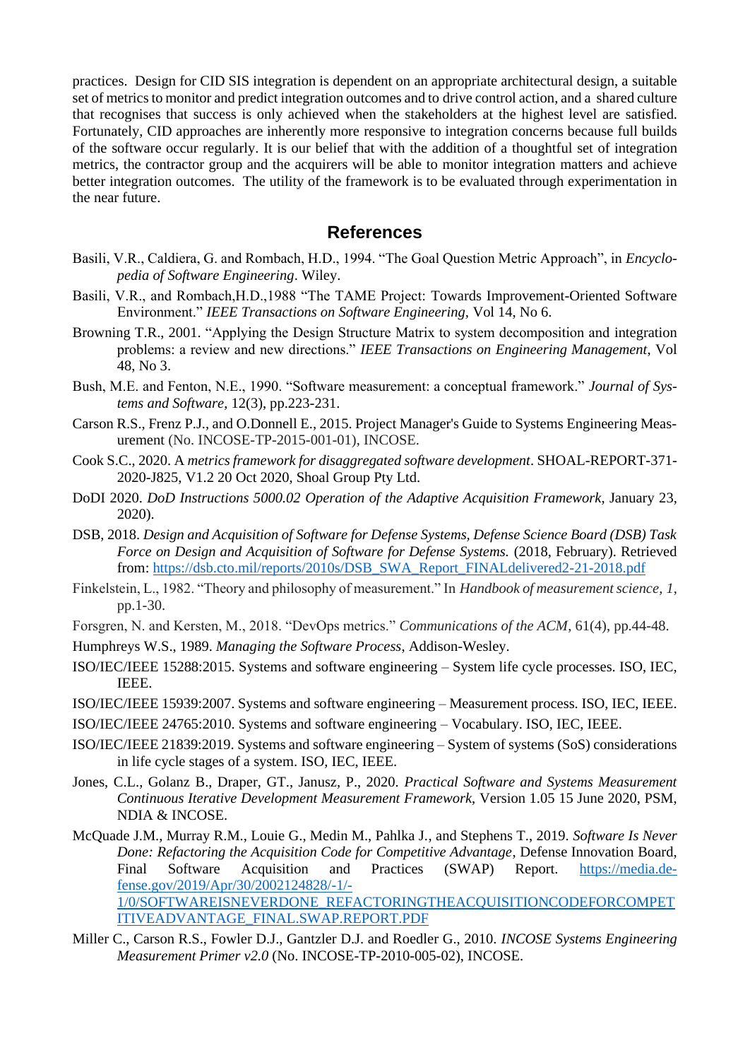practices. Design for CID SIS integration is dependent on an appropriate architectural design, a suitable set of metrics to monitor and predict integration outcomes and to drive control action, and a shared culture that recognises that success is only achieved when the stakeholders at the highest level are satisfied. Fortunately, CID approaches are inherently more responsive to integration concerns because full builds of the software occur regularly. It is our belief that with the addition of a thoughtful set of integration metrics, the contractor group and the acquirers will be able to monitor integration matters and achieve better integration outcomes. The utility of the framework is to be evaluated through experimentation in the near future.

## References

Basili, V.R., Caldiera, G. and Rombach, H.D., 1994. "The Goal Question Metric Approach", in *Encyclopedia of Software Engineering*. Wiley.

Basili, V.R., and Rombach,H.D.,1988 "The TAME Project: Towards Improvement-Oriented Software Environment." *IEEE Transactions on Software Engineering*, Vol 14, No 6.

Browning T.R., 2001. "Applying the Design Structure Matrix to system decomposition and integration problems: a review and new directions." *IEEE Transactions on Engineering Management*, Vol 48, No 3.

Bush, M.E. and Fenton, N.E., 1990. "Software measurement: a conceptual framework." *Journal of Systems and Software*, 12(3), pp.223-231.

Carson R.S., Frenz P.J., and O.Donnell E., 2015. Project Manager's Guide to Systems Engineering Measurement (No. INCOSE-TP-2015-001-01), INCOSE.

Cook S.C., 2020. A *metrics framework for disaggregated software development*. SHOAL-REPORT-371-2020-J825, V1.2 20 Oct 2020, Shoal Group Pty Ltd.

DoDI 2020. *DoD Instructions 5000.02 Operation of the Adaptive Acquisition Framework*, January 23, 2020).

DSB, 2018. *Design and Acquisition of Software for Defense Systems, Defense Science Board (DSB) Task Force on Design and Acquisition of Software for Defense Systems.* (2018, February). Retrieved from: https://dsb.cto.mil/reports/2010s/DSB_SWA_Report_FINALdelivered2-21-2018.pdf

Finkelstein, L., 1982. "Theory and philosophy of measurement." In *Handbook of measurement science*, *1*, pp.1-30.

Forsgren, N. and Kersten, M., 2018. "DevOps metrics." *Communications of the ACM*, 61(4), pp.44-48.

Humphreys W.S., 1989. *Managing the Software Process*, Addison-Wesley.

ISO/IEC/IEEE 15288:2015. Systems and software engineering – System life cycle processes. ISO, IEC, IEEE.

ISO/IEC/IEEE 15939:2007. Systems and software engineering – Measurement process. ISO, IEC, IEEE.

ISO/IEC/IEEE 24765:2010. Systems and software engineering – Vocabulary. ISO, IEC, IEEE.

ISO/IEC/IEEE 21839:2019. Systems and software engineering – System of systems (SoS) considerations in life cycle stages of a system. ISO, IEC, IEEE.

Jones, C.L., Golanz B., Draper, GT., Janusz, P., 2020. *Practical Software and Systems Measurement Continuous Iterative Development Measurement Framework*, Version 1.05 15 June 2020, PSM, NDIA & INCOSE.

McQuade J.M., Murray R.M., Louie G., Medin M., Pahlka J., and Stephens T., 2019. *Software Is Never Done: Refactoring the Acquisition Code for Competitive Advantage*, Defense Innovation Board, Final Software Acquisition and Practices (SWAP) Report. https://media.defense.gov/2019/Apr/30/2002124828/-1/-1/0/SOFTWAREISNEVERDONE_REFACTORINGTHEACQUISITIONCODEFORCOMPETITIVEADVANTAGE_FINAL.SWAP.REPORT.PDF

Miller C., Carson R.S., Fowler D.J., Gantzler D.J. and Roedler G., 2010. *INCOSE Systems Engineering Measurement Primer v2.0* (No. INCOSE-TP-2010-005-02), INCOSE.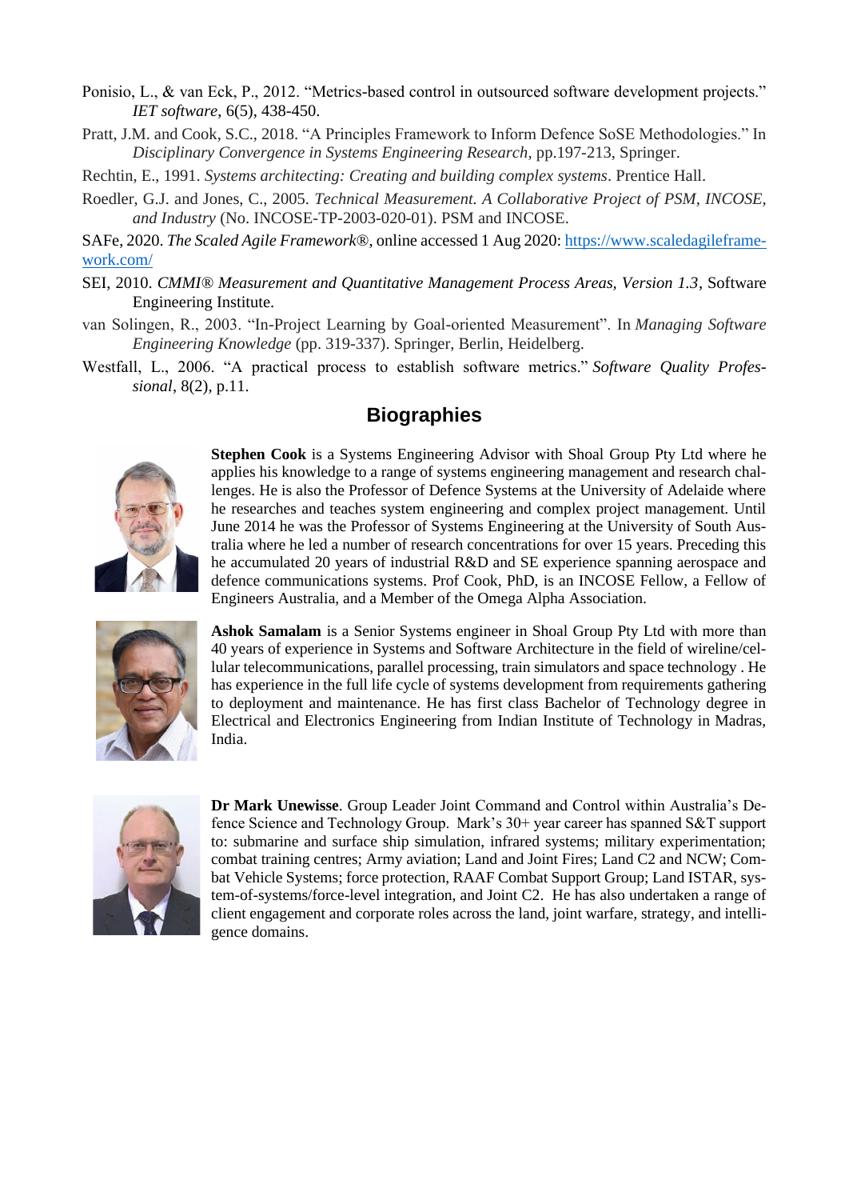Ponisio, L., & van Eck, P., 2012. "Metrics-based control in outsourced software development projects." *IET software*, 6(5), 438-450.

Pratt, J.M. and Cook, S.C., 2018. "A Principles Framework to Inform Defence SoSE Methodologies." In *Disciplinary Convergence in Systems Engineering Research*, pp.197-213, Springer.

Rechtin, E., 1991. *Systems architecting: Creating and building complex systems*. Prentice Hall.

Roedler, G.J. and Jones, C., 2005. *Technical Measurement. A Collaborative Project of PSM, INCOSE, and Industry* (No. INCOSE-TP-2003-020-01). PSM and INCOSE.

SAFe, 2020. *The Scaled Agile Framework®*, online accessed 1 Aug 2020: https://www.scaledagileframework.com/

SEI, 2010. *CMMI® Measurement and Quantitative Management Process Areas, Version 1.3*, Software Engineering Institute.

van Solingen, R., 2003. "In-Project Learning by Goal-oriented Measurement". In *Managing Software Engineering Knowledge* (pp. 319-337). Springer, Berlin, Heidelberg.

Westfall, L., 2006. "A practical process to establish software metrics." *Software Quality Professional*, 8(2), p.11.

## Biographies

**Stephen Cook** is a Systems Engineering Advisor with Shoal Group Pty Ltd where he applies his knowledge to a range of systems engineering management and research challenges. He is also the Professor of Defence Systems at the University of Adelaide where he researches and teaches system engineering and complex project management. Until June 2014 he was the Professor of Systems Engineering at the University of South Australia where he led a number of research concentrations for over 15 years. Preceding this he accumulated 20 years of industrial R&D and SE experience spanning aerospace and defence communications systems. Prof Cook, PhD, is an INCOSE Fellow, a Fellow of Engineers Australia, and a Member of the Omega Alpha Association.

**Ashok Samalam** is a Senior Systems engineer in Shoal Group Pty Ltd with more than 40 years of experience in Systems and Software Architecture in the field of wireline/cellular telecommunications, parallel processing, train simulators and space technology . He has experience in the full life cycle of systems development from requirements gathering to deployment and maintenance. He has first class Bachelor of Technology degree in Electrical and Electronics Engineering from Indian Institute of Technology in Madras, India.

**Dr Mark Unewisse**. Group Leader Joint Command and Control within Australia's Defence Science and Technology Group. Mark's 30+ year career has spanned S&T support to: submarine and surface ship simulation, infrared systems; military experimentation; combat training centres; Army aviation; Land and Joint Fires; Land C2 and NCW; Combat Vehicle Systems; force protection, RAAF Combat Support Group; Land ISTAR, system-of-systems/force-level integration, and Joint C2. He has also undertaken a range of client engagement and corporate roles across the land, joint warfare, strategy, and intelligence domains.